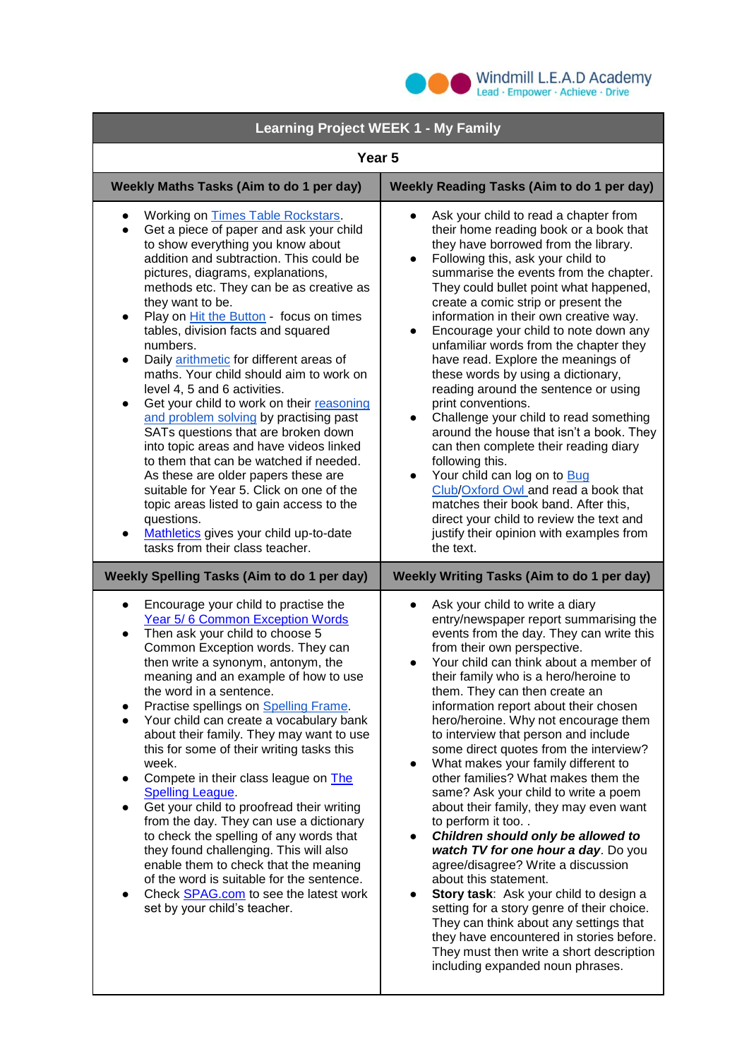Windmill L.E.A.D Academy
Lead · Empower · Achieve · Drive

# Learning Project WEEK 1 - My Family

## Year 5

### Weekly Maths Tasks (Aim to do 1 per day)

- Working on Times Table Rockstars.
- Get a piece of paper and ask your child to show everything you know about addition and subtraction. This could be pictures, diagrams, explanations, methods etc. They can be as creative as they want to be.
- Play on Hit the Button - focus on times tables, division facts and squared numbers.
- Daily arithmetic for different areas of maths. Your child should aim to work on level 4, 5 and 6 activities.
- Get your child to work on their reasoning and problem solving by practising past SATs questions that are broken down into topic areas and have videos linked to them that can be watched if needed. As these are older papers these are suitable for Year 5. Click on one of the topic areas listed to gain access to the questions.
- Mathletics gives your child up-to-date tasks from their class teacher.

### Weekly Reading Tasks (Aim to do 1 per day)

- Ask your child to read a chapter from their home reading book or a book that they have borrowed from the library.
- Following this, ask your child to summarise the events from the chapter. They could bullet point what happened, create a comic strip or present the information in their own creative way.
- Encourage your child to note down any unfamiliar words from the chapter they have read. Explore the meanings of these words by using a dictionary, reading around the sentence or using print conventions.
- Challenge your child to read something around the house that isn't a book. They can then complete their reading diary following this.
- Your child can log on to Bug Club/Oxford Owl and read a book that matches their book band. After this, direct your child to review the text and justify their opinion with examples from the text.

### Weekly Spelling Tasks (Aim to do 1 per day)

- Encourage your child to practise the Year 5/ 6 Common Exception Words
- Then ask your child to choose 5 Common Exception words. They can then write a synonym, antonym, the meaning and an example of how to use the word in a sentence.
- Practise spellings on Spelling Frame.
- Your child can create a vocabulary bank about their family. They may want to use this for some of their writing tasks this week.
- Compete in their class league on The Spelling League.
- Get your child to proofread their writing from the day. They can use a dictionary to check the spelling of any words that they found challenging. This will also enable them to check that the meaning of the word is suitable for the sentence.
- Check SPAG.com to see the latest work set by your child's teacher.

### Weekly Writing Tasks (Aim to do 1 per day)

- Ask your child to write a diary entry/newspaper report summarising the events from the day. They can write this from their own perspective.
- Your child can think about a member of their family who is a hero/heroine to them. They can then create an information report about their chosen hero/heroine. Why not encourage them to interview that person and include some direct quotes from the interview?
- What makes your family different to other families? What makes them the same? Ask your child to write a poem about their family, they may even want to perform it too. .
- ***Children should only be allowed to watch TV for one hour a day***. Do you agree/disagree? Write a discussion about this statement.
- **Story task**: Ask your child to design a setting for a story genre of their choice. They can think about any settings that they have encountered in stories before. They must then write a short description including expanded noun phrases.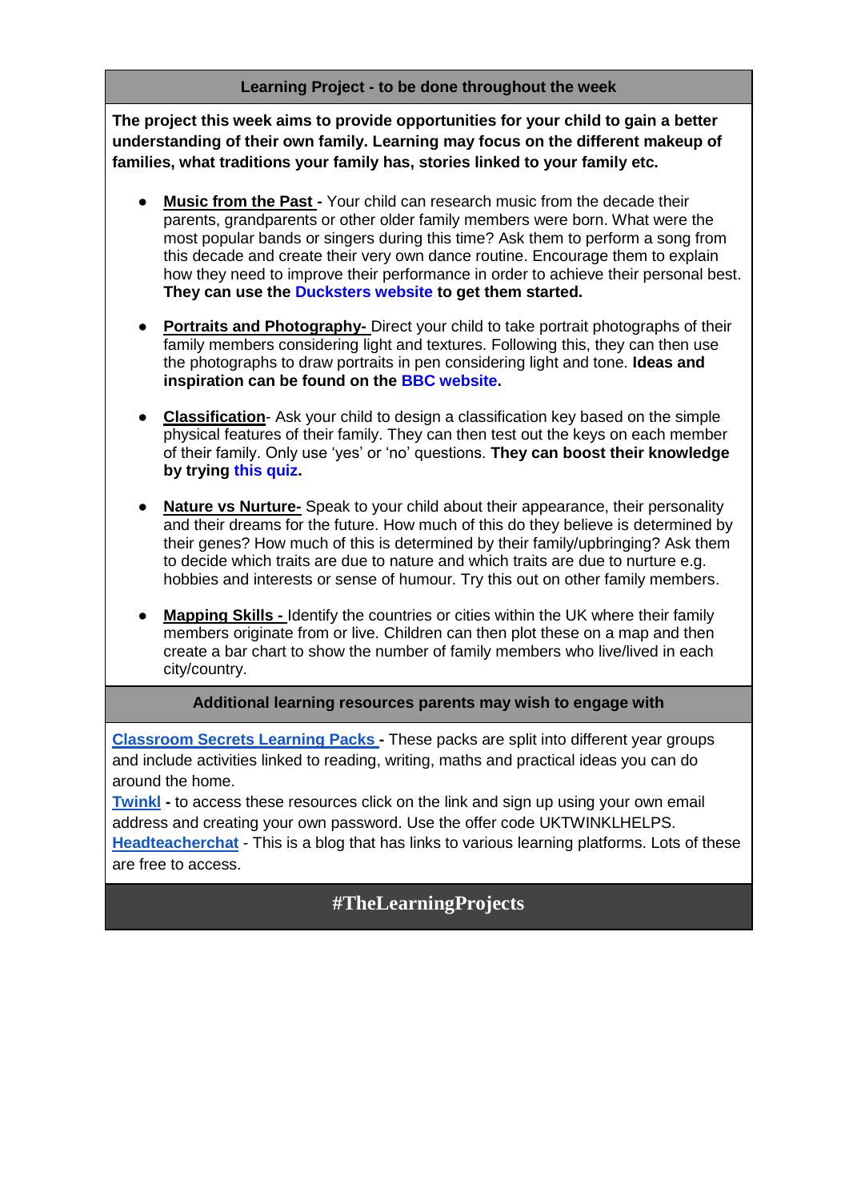## Learning Project - to be done throughout the week

**The project this week aims to provide opportunities for your child to gain a better understanding of their own family. Learning may focus on the different makeup of families, what traditions your family has, stories linked to your family etc.**

- **Music from the Past -** Your child can research music from the decade their parents, grandparents or other older family members were born. What were the most popular bands or singers during this time? Ask them to perform a song from this decade and create their very own dance routine. Encourage them to explain how they need to improve their performance in order to achieve their personal best. **They can use the Ducksters website to get them started.**
- **Portraits and Photography-** Direct your child to take portrait photographs of their family members considering light and textures. Following this, they can then use the photographs to draw portraits in pen considering light and tone. **Ideas and inspiration can be found on the BBC website.**
- **Classification**- Ask your child to design a classification key based on the simple physical features of their family. They can then test out the keys on each member of their family. Only use 'yes' or 'no' questions. **They can boost their knowledge by trying this quiz.**
- **Nature vs Nurture-** Speak to your child about their appearance, their personality and their dreams for the future. How much of this do they believe is determined by their genes? How much of this is determined by their family/upbringing? Ask them to decide which traits are due to nature and which traits are due to nurture e.g. hobbies and interests or sense of humour. Try this out on other family members.
- **Mapping Skills -** Identify the countries or cities within the UK where their family members originate from or live. Children can then plot these on a map and then create a bar chart to show the number of family members who live/lived in each city/country.

## Additional learning resources parents may wish to engage with

**Classroom Secrets Learning Packs -** These packs are split into different year groups and include activities linked to reading, writing, maths and practical ideas you can do around the home.

**Twinkl -** to access these resources click on the link and sign up using your own email address and creating your own password. Use the offer code UKTWINKLHELPS.

**Headteacherchat** - This is a blog that has links to various learning platforms. Lots of these are free to access.

**#TheLearningProjects**